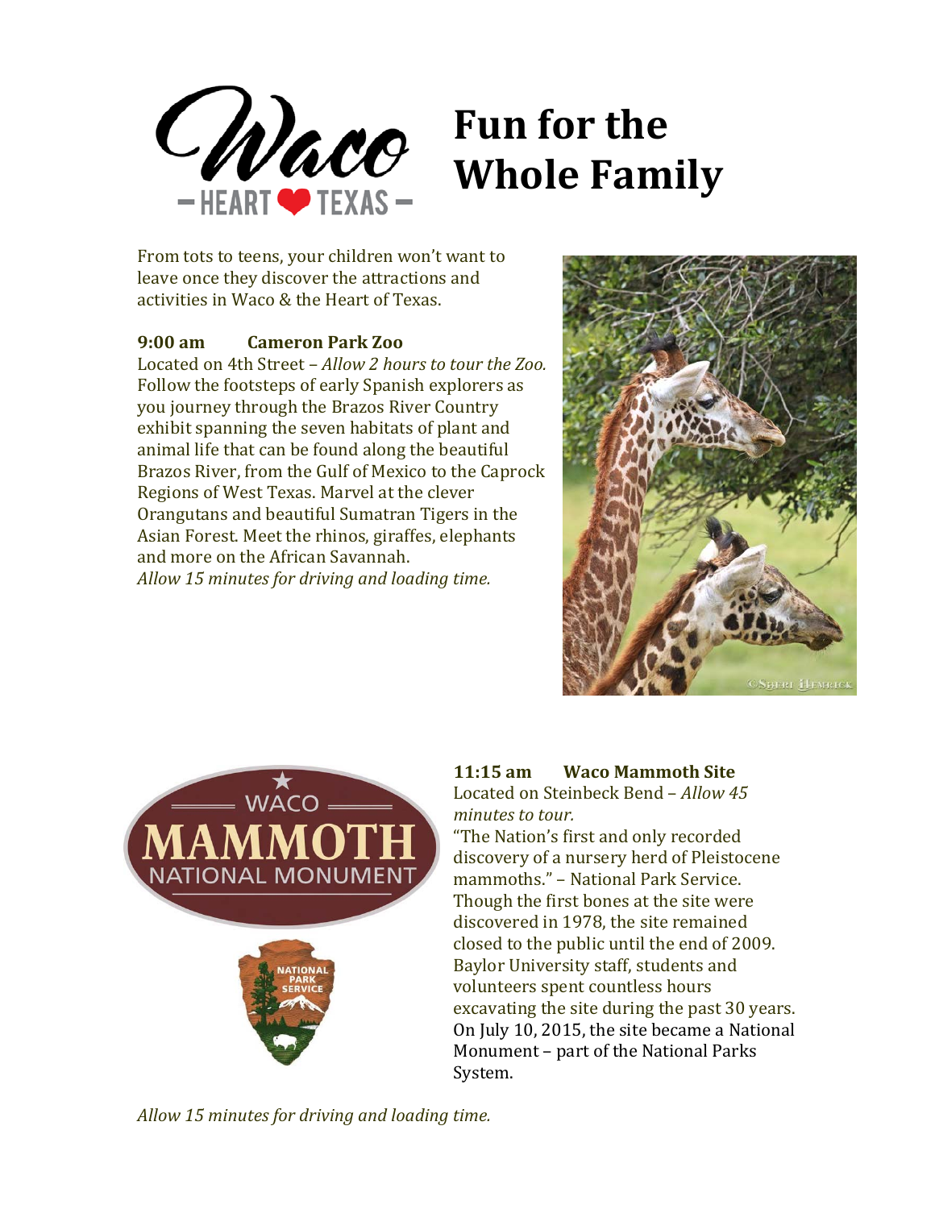# Fun for the Whole Family

From tots to teens, your children won't want to leave once they discover the attractions and activities in Waco & the Heart of Texas.

**9:00 am Cameron Park Zoo**

Located on 4th Street – *Allow 2 hours to tour the Zoo.* Follow the footsteps of early Spanish explorers as you journey through the Brazos River Country exhibit spanning the seven habitats of plant and animal life that can be found along the beautiful Brazos River, from the Gulf of Mexico to the Caprock Regions of West Texas. Marvel at the clever Orangutans and beautiful Sumatran Tigers in the Asian Forest. Meet the rhinos, giraffes, elephants and more on the African Savannah.

*Allow 15 minutes for driving and loading time.*

**11:15 am Waco Mammoth Site**

Located on Steinbeck Bend – *Allow 45 minutes to tour.*

"The Nation's first and only recorded discovery of a nursery herd of Pleistocene mammoths." – National Park Service. Though the first bones at the site were discovered in 1978, the site remained closed to the public until the end of 2009. Baylor University staff, students and volunteers spent countless hours excavating the site during the past 30 years. On July 10, 2015, the site became a National Monument – part of the National Parks System.

*Allow 15 minutes for driving and loading time.*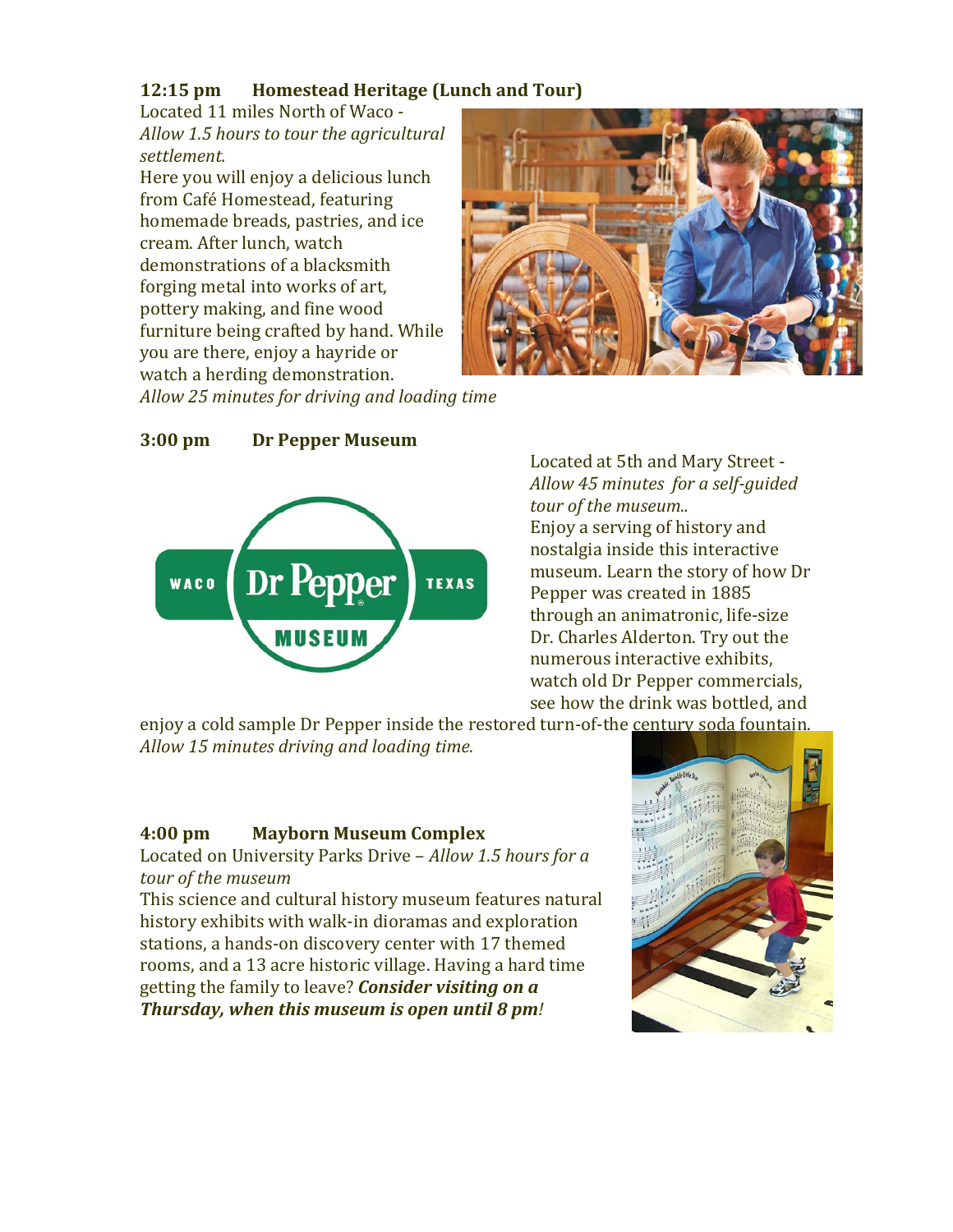**12:15 pm Homestead Heritage (Lunch and Tour)**

Located 11 miles North of Waco - *Allow 1.5 hours to tour the agricultural settlement.*

Here you will enjoy a delicious lunch from Café Homestead, featuring homemade breads, pastries, and ice cream. After lunch, watch demonstrations of a blacksmith forging metal into works of art, pottery making, and fine wood furniture being crafted by hand. While you are there, enjoy a hayride or watch a herding demonstration.

*Allow 25 minutes for driving and loading time*

**3:00 pm Dr Pepper Museum**

Located at 5th and Mary Street - *Allow 45 minutes for a self-guided tour of the museum..*

Enjoy a serving of history and nostalgia inside this interactive museum. Learn the story of how Dr Pepper was created in 1885 through an animatronic, life-size Dr. Charles Alderton. Try out the numerous interactive exhibits, watch old Dr Pepper commercials, see how the drink was bottled, and enjoy a cold sample Dr Pepper inside the restored turn-of-the century soda fountain.

*Allow 15 minutes driving and loading time.*

**4:00 pm Mayborn Museum Complex**

Located on University Parks Drive – *Allow 1.5 hours for a tour of the museum*

This science and cultural history museum features natural history exhibits with walk-in dioramas and exploration stations, a hands-on discovery center with 17 themed rooms, and a 13 acre historic village. Having a hard time getting the family to leave? ***Consider visiting on a Thursday, when this museum is open until 8 pm****!*